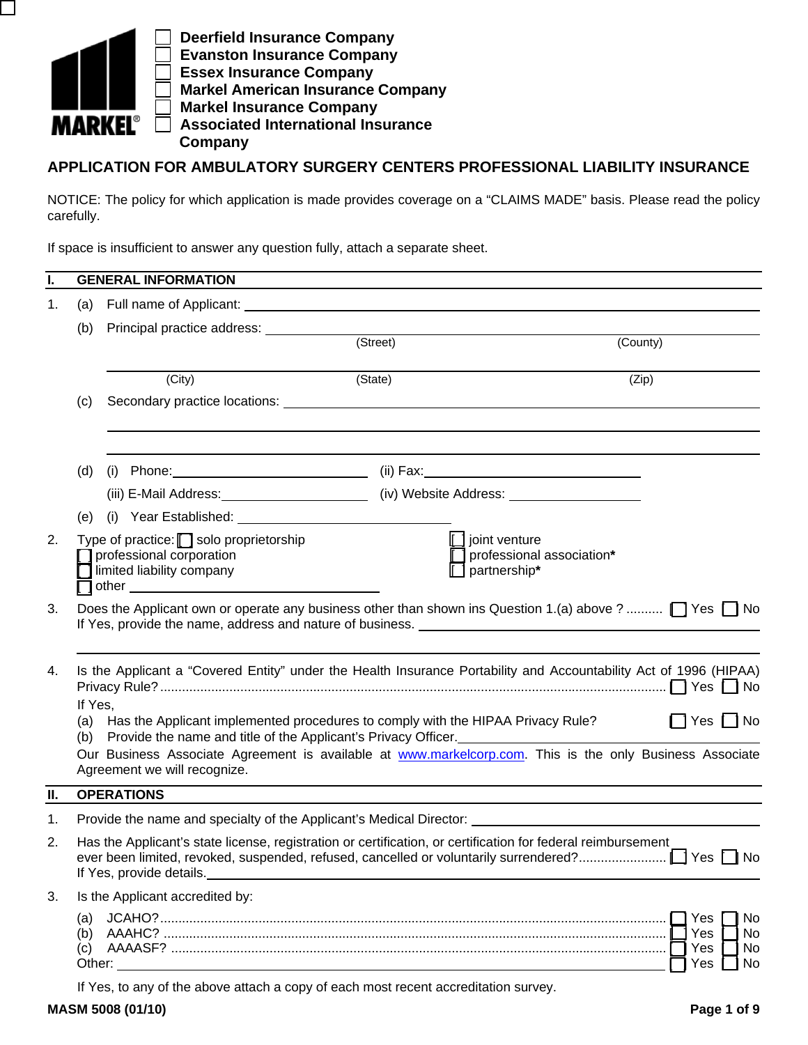- ☐ Deerfield Insurance Company
- ☐ Evanston Insurance Company
- ☐ Essex Insurance Company
- ☐ Markel American Insurance Company
- ☐ Markel Insurance Company
- ☐ Associated International Insurance Company

# APPLICATION FOR AMBULATORY SURGERY CENTERS PROFESSIONAL LIABILITY INSURANCE

NOTICE: The policy for which application is made provides coverage on a "CLAIMS MADE" basis. Please read the policy carefully.

If space is insufficient to answer any question fully, attach a separate sheet.

## I. GENERAL INFORMATION

1. (a) Full name of Applicant: ____________________

   (b) Principal practice address: ____________________
   (Street) (County)

   ____________________
   (City) (State) (Zip)

   (c) Secondary practice locations: ____________________

   (d) (i) Phone: __________ (ii) Fax: __________

   (iii) E-Mail Address: __________ (iv) Website Address: __________

   (e) (i) Year Established: __________

2. Type of practice:
   - ☐ solo proprietorship
   - ☐ professional corporation
   - ☐ limited liability company
   - ☐ other __________
   - ☐ joint venture
   - ☐ professional association*
   - ☐ partnership*

3. Does the Applicant own or operate any business other than shown ins Question 1.(a) above ? .......... ☐ Yes ☐ No
   If Yes, provide the name, address and nature of business. ____________________

4. Is the Applicant a "Covered Entity" under the Health Insurance Portability and Accountability Act of 1996 (HIPAA) Privacy Rule? .......... ☐ Yes ☐ No
   If Yes,
   (a) Has the Applicant implemented procedures to comply with the HIPAA Privacy Rule? ☐ Yes ☐ No
   (b) Provide the name and title of the Applicant's Privacy Officer. ____________________

   Our Business Associate Agreement is available at www.markelcorp.com. This is the only Business Associate Agreement we will recognize.

## II. OPERATIONS

1. Provide the name and specialty of the Applicant's Medical Director: ____________________

2. Has the Applicant's state license, registration or certification, or certification for federal reimbursement ever been limited, revoked, suspended, refused, cancelled or voluntarily surrendered? .......... ☐ Yes ☐ No
   If Yes, provide details. ____________________

3. Is the Applicant accredited by:

   (a) JCAHO? .......... ☐ Yes ☐ No
   (b) AAAHC? .......... ☐ Yes ☐ No
   (c) AAAASF? .......... ☐ Yes ☐ No
   Other: __________ ☐ Yes ☐ No

   If Yes, to any of the above attach a copy of each most recent accreditation survey.

MASM 5008 (01/10)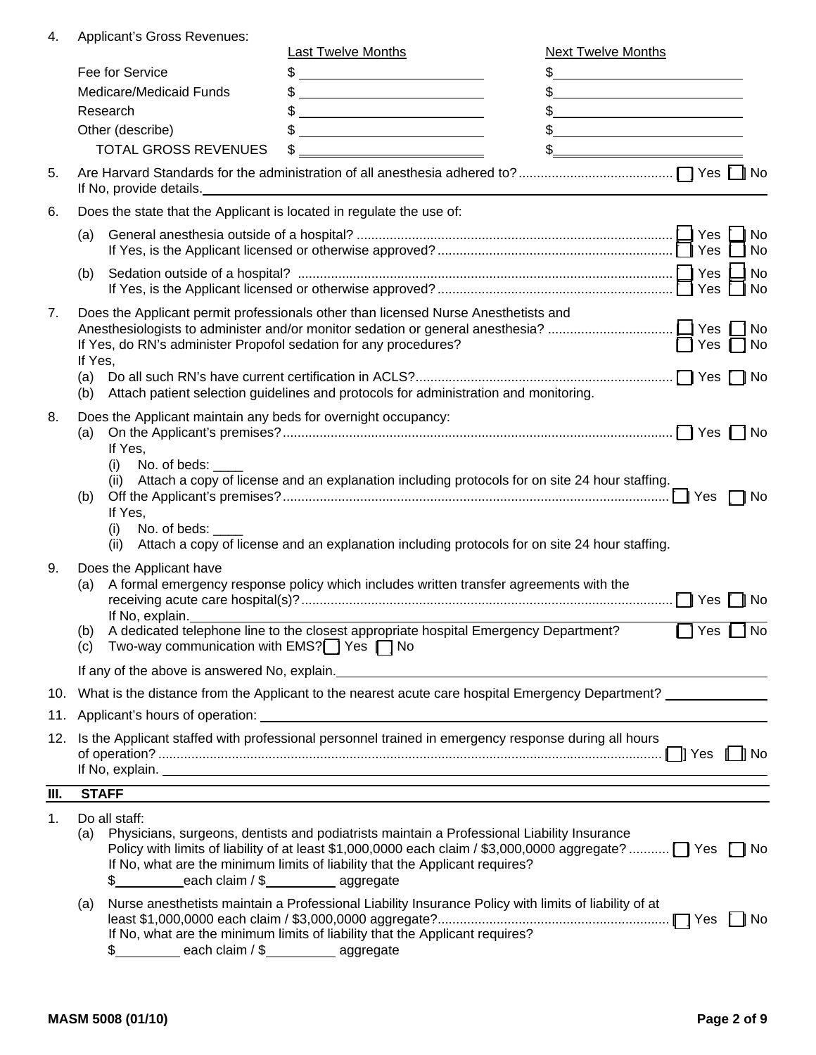4. Applicant's Gross Revenues:

| | Last Twelve Months | Next Twelve Months |
|---|---|---|
| Fee for Service | $ \_\_\_\_\_\_\_\_\_\_ | $ \_\_\_\_\_\_\_\_\_\_ |
| Medicare/Medicaid Funds | $ \_\_\_\_\_\_\_\_\_\_ | $ \_\_\_\_\_\_\_\_\_\_ |
| Research | $ \_\_\_\_\_\_\_\_\_\_ | $ \_\_\_\_\_\_\_\_\_\_ |
| Other (describe) | $ \_\_\_\_\_\_\_\_\_\_ | $ \_\_\_\_\_\_\_\_\_\_ |
| TOTAL GROSS REVENUES | $ \_\_\_\_\_\_\_\_\_\_ | $ \_\_\_\_\_\_\_\_\_\_ |

5. Are Harvard Standards for the administration of all anesthesia adhered to? ☐ Yes ☐ No
   If No, provide details. \_\_\_\_\_\_\_\_\_\_

6. Does the state that the Applicant is located in regulate the use of:
   (a) General anesthesia outside of a hospital? ☐ Yes ☐ No
   If Yes, is the Applicant licensed or otherwise approved? ☐ Yes ☐ No
   (b) Sedation outside of a hospital? ☐ Yes ☐ No
   If Yes, is the Applicant licensed or otherwise approved? ☐ Yes ☐ No

7. Does the Applicant permit professionals other than licensed Nurse Anesthetists and Anesthesiologists to administer and/or monitor sedation or general anesthesia? ☐ Yes ☐ No
   If Yes, do RN's administer Propofol sedation for any procedures? ☐ Yes ☐ No
   If Yes,
   (a) Do all such RN's have current certification in ACLS? ☐ Yes ☐ No
   (b) Attach patient selection guidelines and protocols for administration and monitoring.

8. Does the Applicant maintain any beds for overnight occupancy:
   (a) On the Applicant's premises? ☐ Yes ☐ No
   If Yes,
   (i) No. of beds: \_\_\_\_
   (ii) Attach a copy of license and an explanation including protocols for on site 24 hour staffing.
   (b) Off the Applicant's premises? ☐ Yes ☐ No
   If Yes,
   (i) No. of beds: \_\_\_\_
   (ii) Attach a copy of license and an explanation including protocols for on site 24 hour staffing.

9. Does the Applicant have
   (a) A formal emergency response policy which includes written transfer agreements with the receiving acute care hospital(s)? ☐ Yes ☐ No
   If No, explain. \_\_\_\_\_\_\_\_\_\_
   (b) A dedicated telephone line to the closest appropriate hospital Emergency Department? ☐ Yes ☐ No
   (c) Two-way communication with EMS? ☐ Yes ☐ No

   If any of the above is answered No, explain. \_\_\_\_\_\_\_\_\_\_

10. What is the distance from the Applicant to the nearest acute care hospital Emergency Department? \_\_\_\_\_\_\_\_\_\_

11. Applicant's hours of operation: \_\_\_\_\_\_\_\_\_\_

12. Is the Applicant staffed with professional personnel trained in emergency response during all hours of operation? ☐ Yes ☐ No
    If No, explain. \_\_\_\_\_\_\_\_\_\_

## III. STAFF

1. Do all staff:
   (a) Physicians, surgeons, dentists and podiatrists maintain a Professional Liability Insurance Policy with limits of liability of at least $1,000,0000 each claim / $3,000,0000 aggregate? ☐ Yes ☐ No
   If No, what are the minimum limits of liability that the Applicant requires?
   $\_\_\_\_\_\_\_\_\_\_ each claim / $\_\_\_\_\_\_\_\_\_\_ aggregate

   (a) Nurse anesthetists maintain a Professional Liability Insurance Policy with limits of liability of at least $1,000,0000 each claim / $3,000,0000 aggregate? ☐ Yes ☐ No
   If No, what are the minimum limits of liability that the Applicant requires?
   $\_\_\_\_\_\_\_\_\_\_ each claim / $\_\_\_\_\_\_\_\_\_\_ aggregate

MASM 5008 (01/10)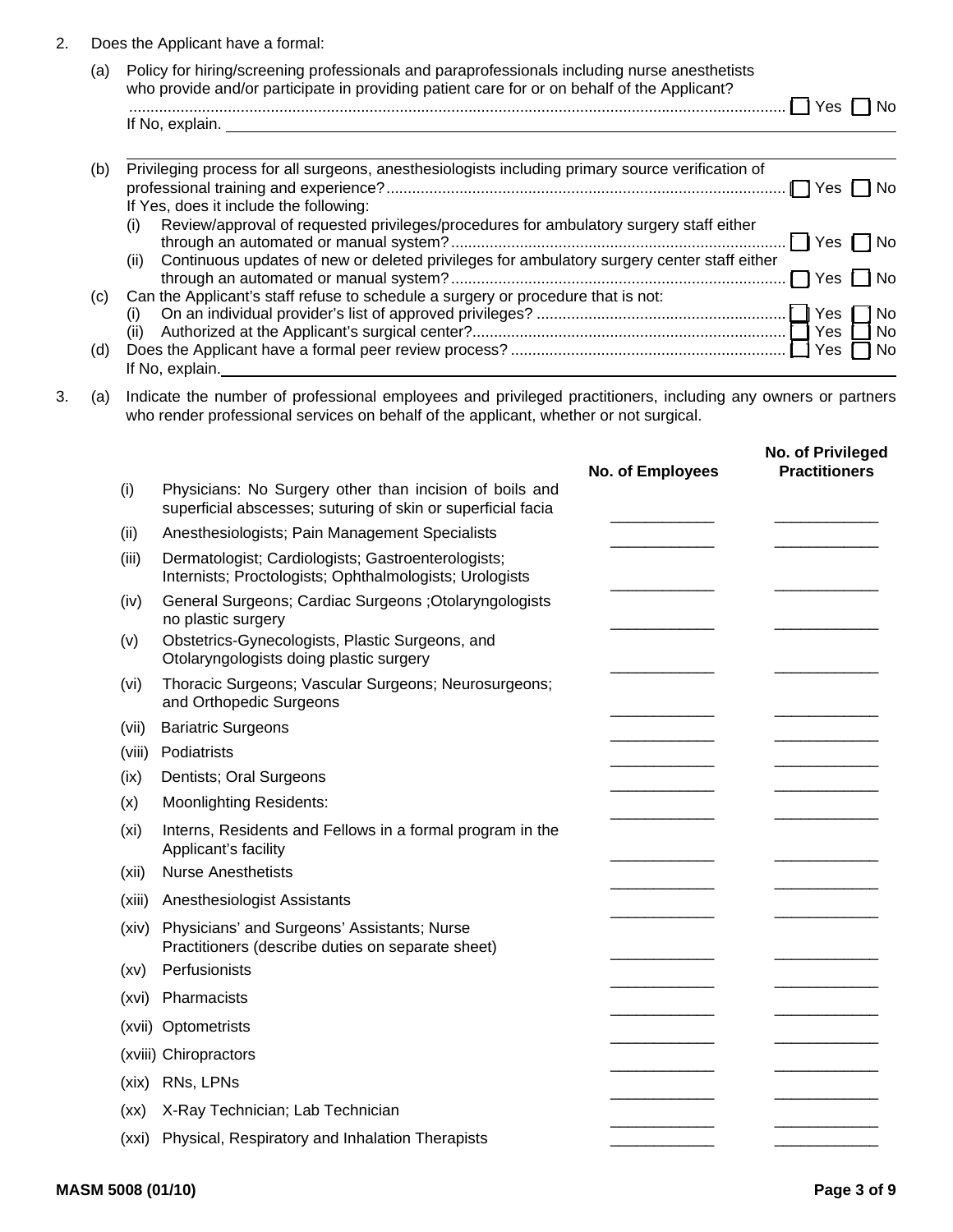2. Does the Applicant have a formal:

   (a) Policy for hiring/screening professionals and paraprofessionals including nurse anesthetists who provide and/or participate in providing patient care for or on behalf of the Applicant? ☐ Yes ☐ No

   If No, explain. ____________________

   (b) Privileging process for all surgeons, anesthesiologists including primary source verification of professional training and experience? ☐ Yes ☐ No

   If Yes, does it include the following:

   (i) Review/approval of requested privileges/procedures for ambulatory surgery staff either through an automated or manual system? ☐ Yes ☐ No

   (ii) Continuous updates of new or deleted privileges for ambulatory surgery center staff either through an automated or manual system? ☐ Yes ☐ No

   (c) Can the Applicant's staff refuse to schedule a surgery or procedure that is not:

   (i) On an individual provider's list of approved privileges? ☐ Yes ☐ No

   (ii) Authorized at the Applicant's surgical center? ☐ Yes ☐ No

   (d) Does the Applicant have a formal peer review process? ☐ Yes ☐ No

   If No, explain. ____________________

3. (a) Indicate the number of professional employees and privileged practitioners, including any owners or partners who render professional services on behalf of the applicant, whether or not surgical.

| | | No. of Employees | No. of Privileged Practitioners |
|---|---|---|---|
| (i) | Physicians: No Surgery other than incision of boils and superficial abscesses; suturing of skin or superficial facia | ____________ | ____________ |
| (ii) | Anesthesiologists; Pain Management Specialists | ____________ | ____________ |
| (iii) | Dermatologist; Cardiologists; Gastroenterologists; Internists; Proctologists; Ophthalmologists; Urologists | ____________ | ____________ |
| (iv) | General Surgeons; Cardiac Surgeons ;Otolaryngologists no plastic surgery | ____________ | ____________ |
| (v) | Obstetrics-Gynecologists, Plastic Surgeons, and Otolaryngologists doing plastic surgery | ____________ | ____________ |
| (vi) | Thoracic Surgeons; Vascular Surgeons; Neurosurgeons; and Orthopedic Surgeons | ____________ | ____________ |
| (vii) | Bariatric Surgeons | ____________ | ____________ |
| (viii) | Podiatrists | ____________ | ____________ |
| (ix) | Dentists; Oral Surgeons | ____________ | ____________ |
| (x) | Moonlighting Residents: | ____________ | ____________ |
| (xi) | Interns, Residents and Fellows in a formal program in the Applicant's facility | ____________ | ____________ |
| (xii) | Nurse Anesthetists | ____________ | ____________ |
| (xiii) | Anesthesiologist Assistants | ____________ | ____________ |
| (xiv) | Physicians' and Surgeons' Assistants; Nurse Practitioners (describe duties on separate sheet) | ____________ | ____________ |
| (xv) | Perfusionists | ____________ | ____________ |
| (xvi) | Pharmacists | ____________ | ____________ |
| (xvii) | Optometrists | ____________ | ____________ |
| (xviii) | Chiropractors | ____________ | ____________ |
| (xix) | RNs, LPNs | ____________ | ____________ |
| (xx) | X-Ray Technician; Lab Technician | ____________ | ____________ |
| (xxi) | Physical, Respiratory and Inhalation Therapists | ____________ | ____________ |

MASM 5008 (01/10)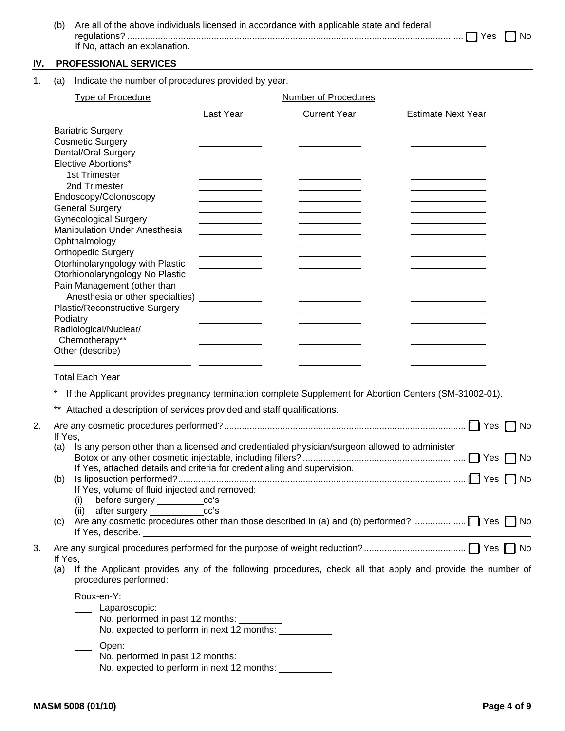(b) Are all of the above individuals licensed in accordance with applicable state and federal regulations? ☐ Yes ☐ No
If No, attach an explanation.

## IV. PROFESSIONAL SERVICES

1. (a) Indicate the number of procedures provided by year.

| Type of Procedure | Number of Procedures | | |
|---|---|---|---|
| | Last Year | Current Year | Estimate Next Year |
| Bariatric Surgery | | | |
| Cosmetic Surgery | | | |
| Dental/Oral Surgery | | | |
| Elective Abortions* | | | |
| 1st Trimester | | | |
| 2nd Trimester | | | |
| Endoscopy/Colonoscopy | | | |
| General Surgery | | | |
| Gynecological Surgery | | | |
| Manipulation Under Anesthesia | | | |
| Ophthalmology | | | |
| Orthopedic Surgery | | | |
| Otorhinolaryngology with Plastic | | | |
| Otorhionolaryngology No Plastic | | | |
| Pain Management (other than Anesthesia or other specialties) | | | |
| Plastic/Reconstructive Surgery | | | |
| Podiatry | | | |
| Radiological/Nuclear/ Chemotherapy** | | | |
| Other (describe)\_\_\_\_\_\_\_\_ | | | |
| \_\_\_\_\_\_\_\_ | | | |
| Total Each Year | | | |

\* If the Applicant provides pregnancy termination complete Supplement for Abortion Centers (SM-31002-01).

\*\* Attached a description of services provided and staff qualifications.

2. Are any cosmetic procedures performed? ☐ Yes ☐ No
   If Yes,
   (a) Is any person other than a licensed and credentialed physician/surgeon allowed to administer Botox or any other cosmetic injectable, including fillers? ☐ Yes ☐ No
   If Yes, attached details and criteria for credentialing and supervision.
   (b) Is liposuction performed? ☐ Yes ☐ No
   If Yes, volume of fluid injected and removed:
   (i) before surgery \_\_\_\_\_\_\_\_cc's
   (ii) after surgery \_\_\_\_\_\_\_\_cc's
   (c) Are any cosmetic procedures other than those described in (a) and (b) performed? ☐ Yes ☐ No
   If Yes, describe. \_\_\_\_\_\_\_\_

3. Are any surgical procedures performed for the purpose of weight reduction? ☐ Yes ☐ No
   If Yes,
   (a) If the Applicant provides any of the following procedures, check all that apply and provide the number of procedures performed:

   Roux-en-Y:

   \_\_\_ Laparoscopic:
   No. performed in past 12 months: \_\_\_\_\_\_\_\_
   No. expected to perform in next 12 months: \_\_\_\_\_\_\_\_

   \_\_\_ Open:
   No. performed in past 12 months: \_\_\_\_\_\_\_\_
   No. expected to perform in next 12 months: \_\_\_\_\_\_\_\_

MASM 5008 (01/10)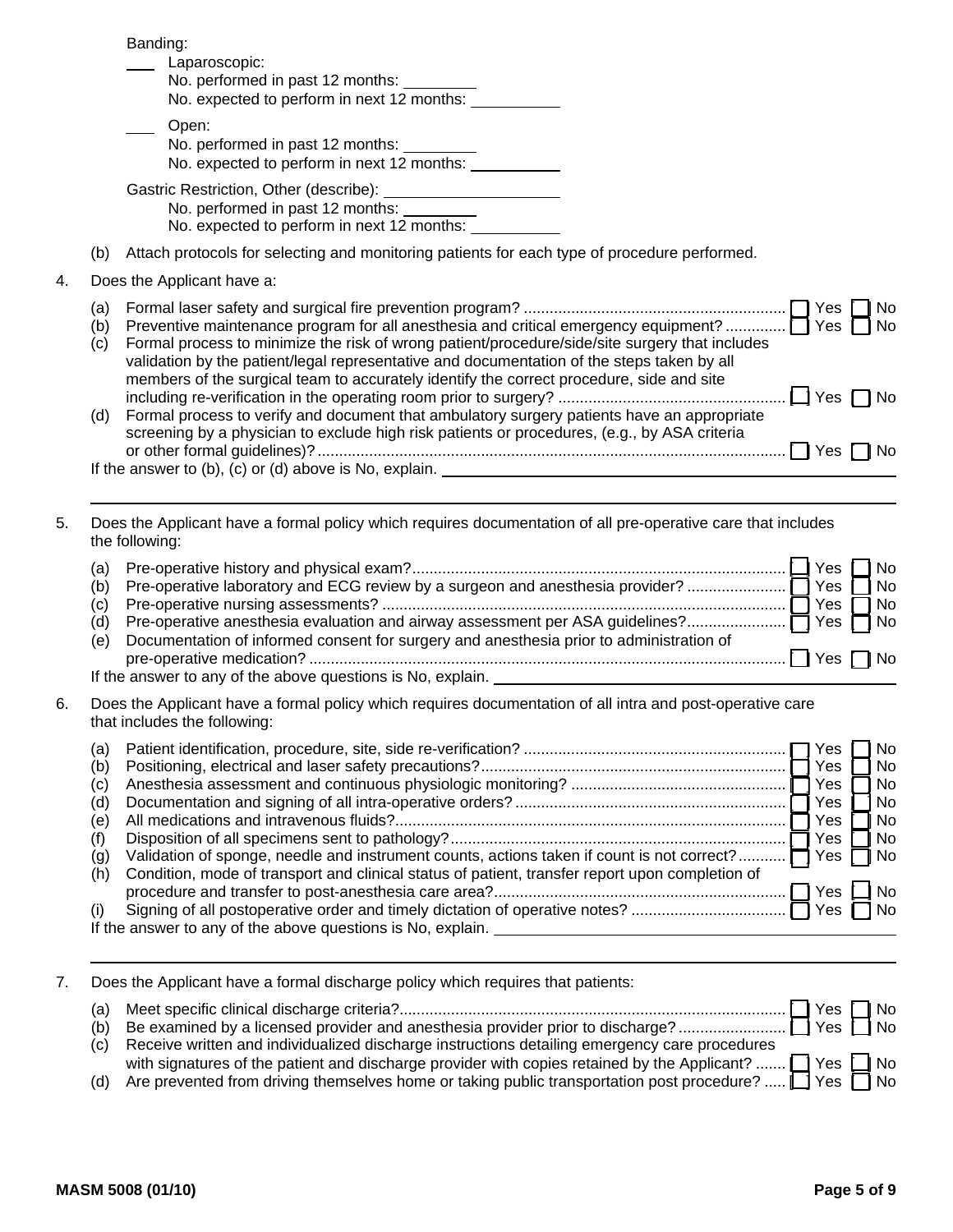Banding:

___ Laparoscopic:
No. performed in past 12 months: ________
No. expected to perform in next 12 months: __________

___ Open:
No. performed in past 12 months: ________
No. expected to perform in next 12 months: __________

Gastric Restriction, Other (describe): ____________________
No. performed in past 12 months: ________
No. expected to perform in next 12 months: __________

(b) Attach protocols for selecting and monitoring patients for each type of procedure performed.

4. Does the Applicant have a:

(a) Formal laser safety and surgical fire prevention program? ☐ Yes ☐ No

(b) Preventive maintenance program for all anesthesia and critical emergency equipment? ☐ Yes ☐ No

(c) Formal process to minimize the risk of wrong patient/procedure/side/site surgery that includes validation by the patient/legal representative and documentation of the steps taken by all members of the surgical team to accurately identify the correct procedure, side and site including re-verification in the operating room prior to surgery? ☐ Yes ☐ No

(d) Formal process to verify and document that ambulatory surgery patients have an appropriate screening by a physician to exclude high risk patients or procedures, (e.g., by ASA criteria or other formal guidelines)? ☐ Yes ☐ No

If the answer to (b), (c) or (d) above is No, explain. ____________________

5. Does the Applicant have a formal policy which requires documentation of all pre-operative care that includes the following:

(a) Pre-operative history and physical exam? ☐ Yes ☐ No

(b) Pre-operative laboratory and ECG review by a surgeon and anesthesia provider? ☐ Yes ☐ No

(c) Pre-operative nursing assessments? ☐ Yes ☐ No

(d) Pre-operative anesthesia evaluation and airway assessment per ASA guidelines? ☐ Yes ☐ No

(e) Documentation of informed consent for surgery and anesthesia prior to administration of pre-operative medication? ☐ Yes ☐ No

If the answer to any of the above questions is No, explain. ____________________

6. Does the Applicant have a formal policy which requires documentation of all intra and post-operative care that includes the following:

(a) Patient identification, procedure, site, side re-verification? ☐ Yes ☐ No

(b) Positioning, electrical and laser safety precautions? ☐ Yes ☐ No

(c) Anesthesia assessment and continuous physiologic monitoring? ☐ Yes ☐ No

(d) Documentation and signing of all intra-operative orders? ☐ Yes ☐ No

(e) All medications and intravenous fluids? ☐ Yes ☐ No

(f) Disposition of all specimens sent to pathology? ☐ Yes ☐ No

(g) Validation of sponge, needle and instrument counts, actions taken if count is not correct? ☐ Yes ☐ No

(h) Condition, mode of transport and clinical status of patient, transfer report upon completion of procedure and transfer to post-anesthesia care area? ☐ Yes ☐ No

(i) Signing of all postoperative order and timely dictation of operative notes? ☐ Yes ☐ No

If the answer to any of the above questions is No, explain. ____________________

7. Does the Applicant have a formal discharge policy which requires that patients:

(a) Meet specific clinical discharge criteria? ☐ Yes ☐ No

(b) Be examined by a licensed provider and anesthesia provider prior to discharge? ☐ Yes ☐ No

(c) Receive written and individualized discharge instructions detailing emergency care procedures with signatures of the patient and discharge provider with copies retained by the Applicant? ☐ Yes ☐ No

(d) Are prevented from driving themselves home or taking public transportation post procedure? ☐ Yes ☐ No

MASM 5008 (01/10)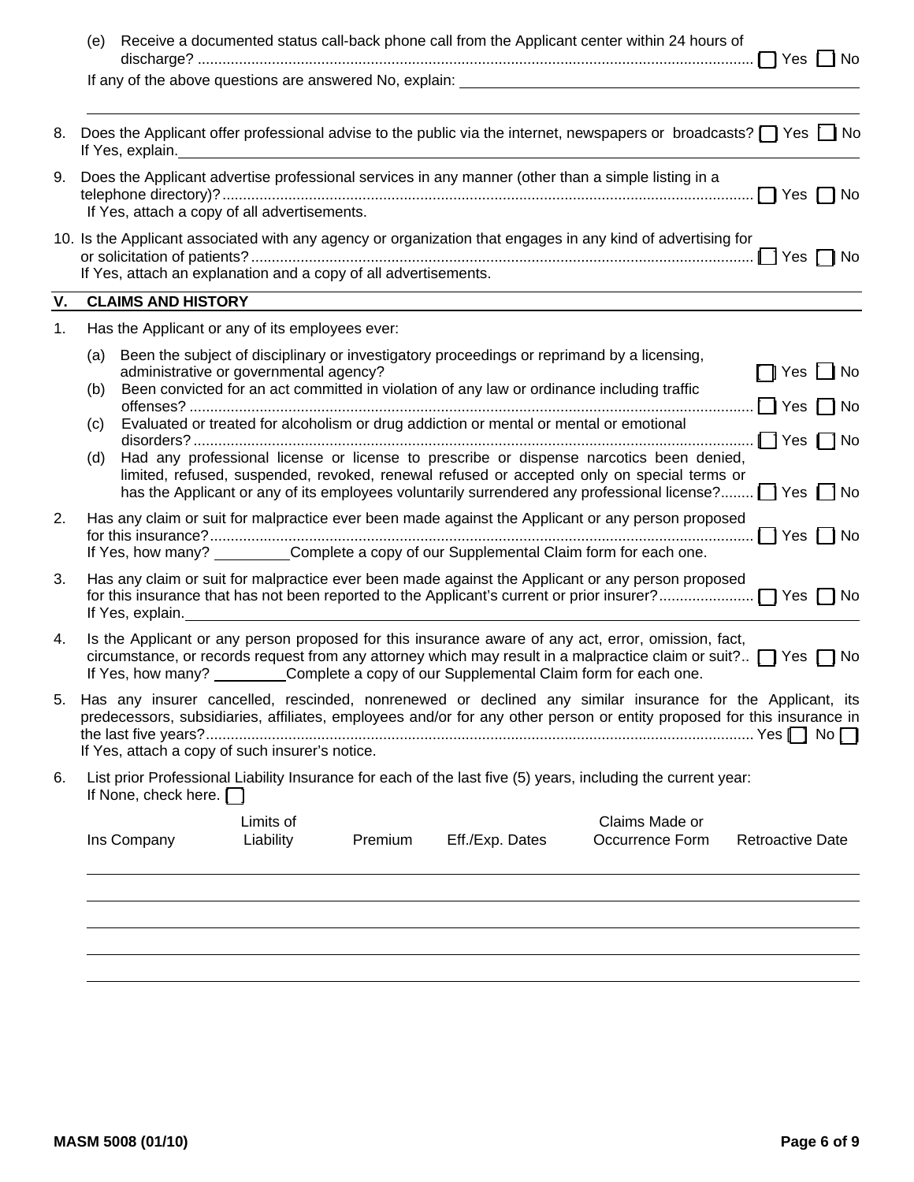(e) Receive a documented status call-back phone call from the Applicant center within 24 hours of discharge? ☐ Yes ☐ No

If any of the above questions are answered No, explain: ______________________________

______________________________________________________________________________

8. Does the Applicant offer professional advise to the public via the internet, newspapers or broadcasts? ☐ Yes ☐ No
   If Yes, explain. ______________________________

9. Does the Applicant advertise professional services in any manner (other than a simple listing in a telephone directory)? ☐ Yes ☐ No
   If Yes, attach a copy of all advertisements.

10. Is the Applicant associated with any agency or organization that engages in any kind of advertising for or solicitation of patients? ☐ Yes ☐ No
    If Yes, attach an explanation and a copy of all advertisements.

## V. CLAIMS AND HISTORY

1. Has the Applicant or any of its employees ever:
   - (a) Been the subject of disciplinary or investigatory proceedings or reprimand by a licensing, administrative or governmental agency? ☐ Yes ☐ No
   - (b) Been convicted for an act committed in violation of any law or ordinance including traffic offenses? ☐ Yes ☐ No
   - (c) Evaluated or treated for alcoholism or drug addiction or mental or mental or emotional disorders? ☐ Yes ☐ No
   - (d) Had any professional license or license to prescribe or dispense narcotics been denied, limited, refused, suspended, revoked, renewal refused or accepted only on special terms or has the Applicant or any of its employees voluntarily surrendered any professional license? ☐ Yes ☐ No

2. Has any claim or suit for malpractice ever been made against the Applicant or any person proposed for this insurance? ☐ Yes ☐ No
   If Yes, how many? _________ Complete a copy of our Supplemental Claim form for each one.

3. Has any claim or suit for malpractice ever been made against the Applicant or any person proposed for this insurance that has not been reported to the Applicant's current or prior insurer? ☐ Yes ☐ No
   If Yes, explain. ______________________________

4. Is the Applicant or any person proposed for this insurance aware of any act, error, omission, fact, circumstance, or records request from any attorney which may result in a malpractice claim or suit? ☐ Yes ☐ No
   If Yes, how many? _________ Complete a copy of our Supplemental Claim form for each one.

5. Has any insurer cancelled, rescinded, nonrenewed or declined any similar insurance for the Applicant, its predecessors, subsidiaries, affiliates, employees and/or for any other person or entity proposed for this insurance in the last five years? Yes ☐ No ☐
   If Yes, attach a copy of such insurer's notice.

6. List prior Professional Liability Insurance for each of the last five (5) years, including the current year:
   If None, check here. ☐

| Ins Company | Limits of Liability | Premium | Eff./Exp. Dates | Claims Made or Occurrence Form | Retroactive Date |
|---|---|---|---|---|---|
| | | | | | |
| | | | | | |
| | | | | | |
| | | | | | |
| | | | | | |

MASM 5008 (01/10)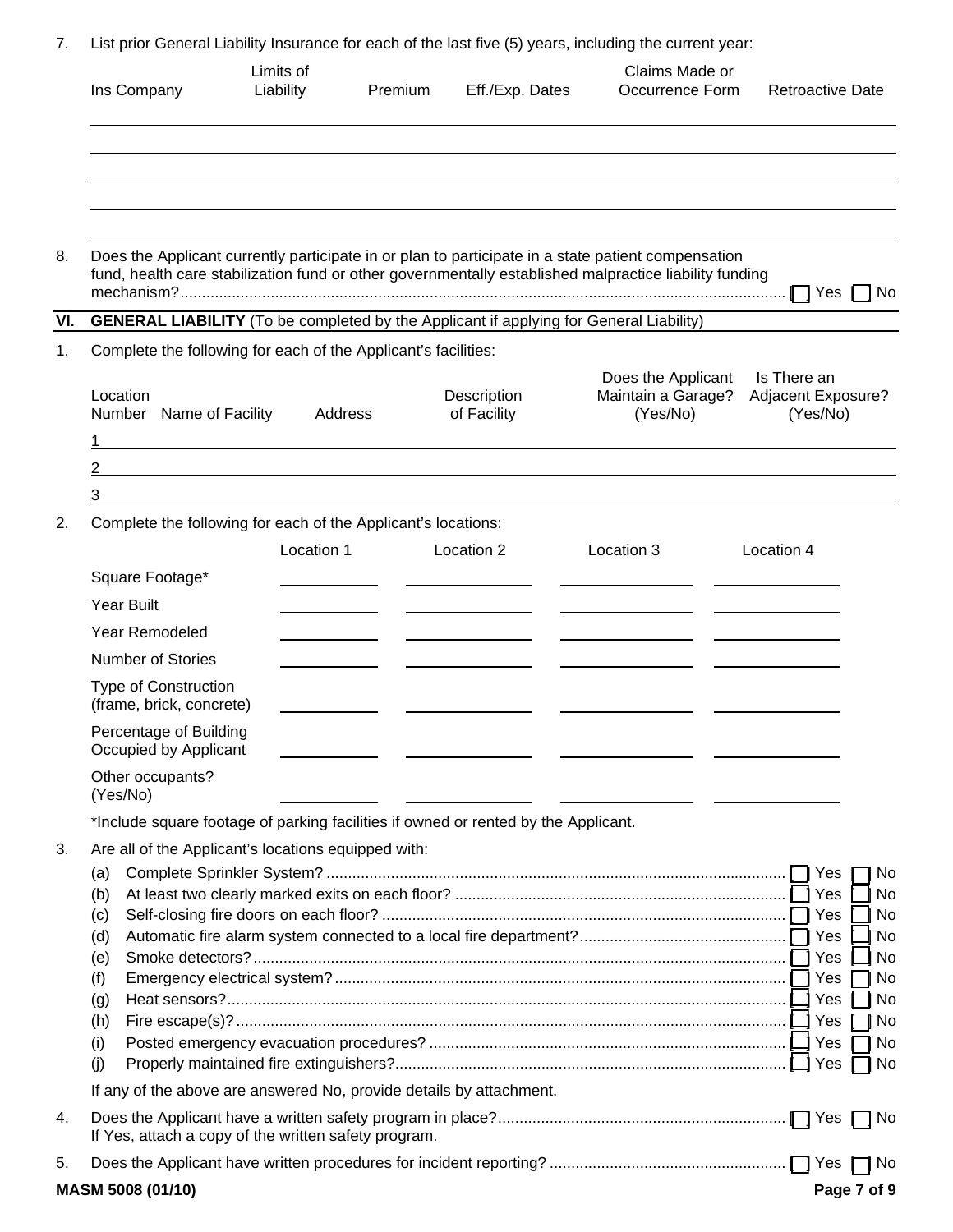7. List prior General Liability Insurance for each of the last five (5) years, including the current year:

| Ins Company | Limits of Liability | Premium | Eff./Exp. Dates | Claims Made or Occurrence Form | Retroactive Date |
|---|---|---|---|---|---|
| | | | | | |
| | | | | | |
| | | | | | |
| | | | | | |
| | | | | | |

8. Does the Applicant currently participate in or plan to participate in a state patient compensation fund, health care stabilization fund or other governmentally established malpractice liability funding mechanism? ☐ Yes ☐ No

## VI. GENERAL LIABILITY (To be completed by the Applicant if applying for General Liability)

1. Complete the following for each of the Applicant's facilities:

| Location Number | Name of Facility | Address | Description of Facility | Does the Applicant Maintain a Garage? (Yes/No) | Is There an Adjacent Exposure? (Yes/No) |
|---|---|---|---|---|---|
| 1 | | | | | |
| 2 | | | | | |
| 3 | | | | | |

2. Complete the following for each of the Applicant's locations:

| | Location 1 | Location 2 | Location 3 | Location 4 |
|---|---|---|---|---|
| Square Footage* | | | | |
| Year Built | | | | |
| Year Remodeled | | | | |
| Number of Stories | | | | |
| Type of Construction (frame, brick, concrete) | | | | |
| Percentage of Building Occupied by Applicant | | | | |
| Other occupants? (Yes/No) | | | | |

*Include square footage of parking facilities if owned or rented by the Applicant.

3. Are all of the Applicant's locations equipped with:
   - (a) Complete Sprinkler System? ☐ Yes ☐ No
   - (b) At least two clearly marked exits on each floor? ☐ Yes ☐ No
   - (c) Self-closing fire doors on each floor? ☐ Yes ☐ No
   - (d) Automatic fire alarm system connected to a local fire department? ☐ Yes ☐ No
   - (e) Smoke detectors? ☐ Yes ☐ No
   - (f) Emergency electrical system? ☐ Yes ☐ No
   - (g) Heat sensors? ☐ Yes ☐ No
   - (h) Fire escape(s)? ☐ Yes ☐ No
   - (i) Posted emergency evacuation procedures? ☐ Yes ☐ No
   - (j) Properly maintained fire extinguishers? ☐ Yes ☐ No

   If any of the above are answered No, provide details by attachment.

4. Does the Applicant have a written safety program in place? ☐ Yes ☐ No
   If Yes, attach a copy of the written safety program.

5. Does the Applicant have written procedures for incident reporting? ☐ Yes ☐ No

MASM 5008 (01/10)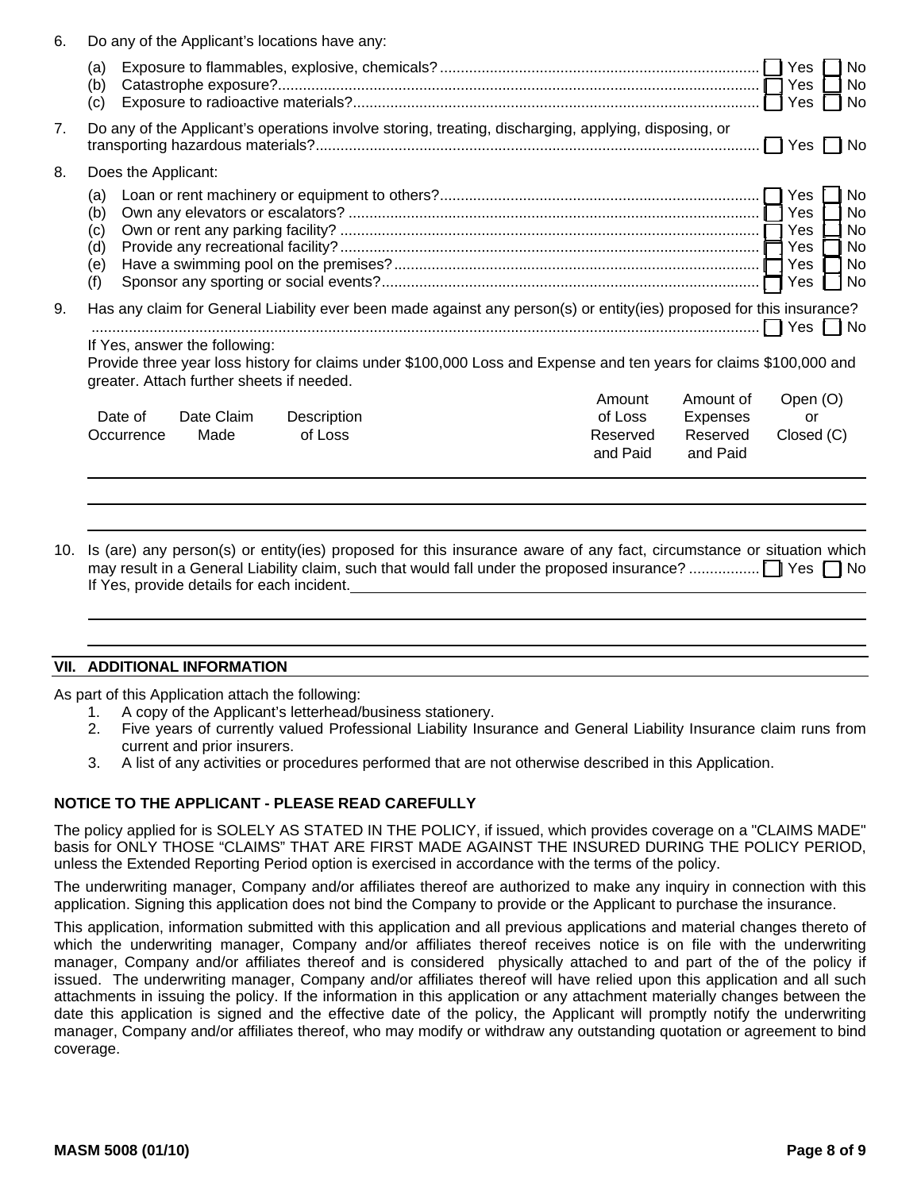6. Do any of the Applicant's locations have any:

   (a) Exposure to flammables, explosive, chemicals? ☐ Yes ☐ No
   (b) Catastrophe exposure? ☐ Yes ☐ No
   (c) Exposure to radioactive materials? ☐ Yes ☐ No

7. Do any of the Applicant's operations involve storing, treating, discharging, applying, disposing, or transporting hazardous materials? ☐ Yes ☐ No

8. Does the Applicant:

   (a) Loan or rent machinery or equipment to others? ☐ Yes ☐ No
   (b) Own any elevators or escalators? ☐ Yes ☐ No
   (c) Own or rent any parking facility? ☐ Yes ☐ No
   (d) Provide any recreational facility? ☐ Yes ☐ No
   (e) Have a swimming pool on the premises? ☐ Yes ☐ No
   (f) Sponsor any sporting or social events? ☐ Yes ☐ No

9. Has any claim for General Liability ever been made against any person(s) or entity(ies) proposed for this insurance? ☐ Yes ☐ No

   If Yes, answer the following:
   Provide three year loss history for claims under $100,000 Loss and Expense and ten years for claims $100,000 and greater. Attach further sheets if needed.

| Date of Occurrence | Date Claim Made | Description of Loss | Amount of Loss Reserved and Paid | Amount of Expenses Reserved and Paid | Open (O) or Closed (C) |
|---|---|---|---|---|---|
| | | | | | |
| | | | | | |
| | | | | | |

10. Is (are) any person(s) or entity(ies) proposed for this insurance aware of any fact, circumstance or situation which may result in a General Liability claim, such that would fall under the proposed insurance? ☐ Yes ☐ No
    If Yes, provide details for each incident. ________________________________

## VII. ADDITIONAL INFORMATION

As part of this Application attach the following:

1. A copy of the Applicant's letterhead/business stationery.
2. Five years of currently valued Professional Liability Insurance and General Liability Insurance claim runs from current and prior insurers.
3. A list of any activities or procedures performed that are not otherwise described in this Application.

**NOTICE TO THE APPLICANT - PLEASE READ CAREFULLY**

The policy applied for is SOLELY AS STATED IN THE POLICY, if issued, which provides coverage on a "CLAIMS MADE" basis for ONLY THOSE "CLAIMS" THAT ARE FIRST MADE AGAINST THE INSURED DURING THE POLICY PERIOD, unless the Extended Reporting Period option is exercised in accordance with the terms of the policy.

The underwriting manager, Company and/or affiliates thereof are authorized to make any inquiry in connection with this application. Signing this application does not bind the Company to provide or the Applicant to purchase the insurance.

This application, information submitted with this application and all previous applications and material changes thereto of which the underwriting manager, Company and/or affiliates thereof receives notice is on file with the underwriting manager, Company and/or affiliates thereof and is considered physically attached to and part of the of the policy if issued. The underwriting manager, Company and/or affiliates thereof will have relied upon this application and all such attachments in issuing the policy. If the information in this application or any attachment materially changes between the date this application is signed and the effective date of the policy, the Applicant will promptly notify the underwriting manager, Company and/or affiliates thereof, who may modify or withdraw any outstanding quotation or agreement to bind coverage.

MASM 5008 (01/10)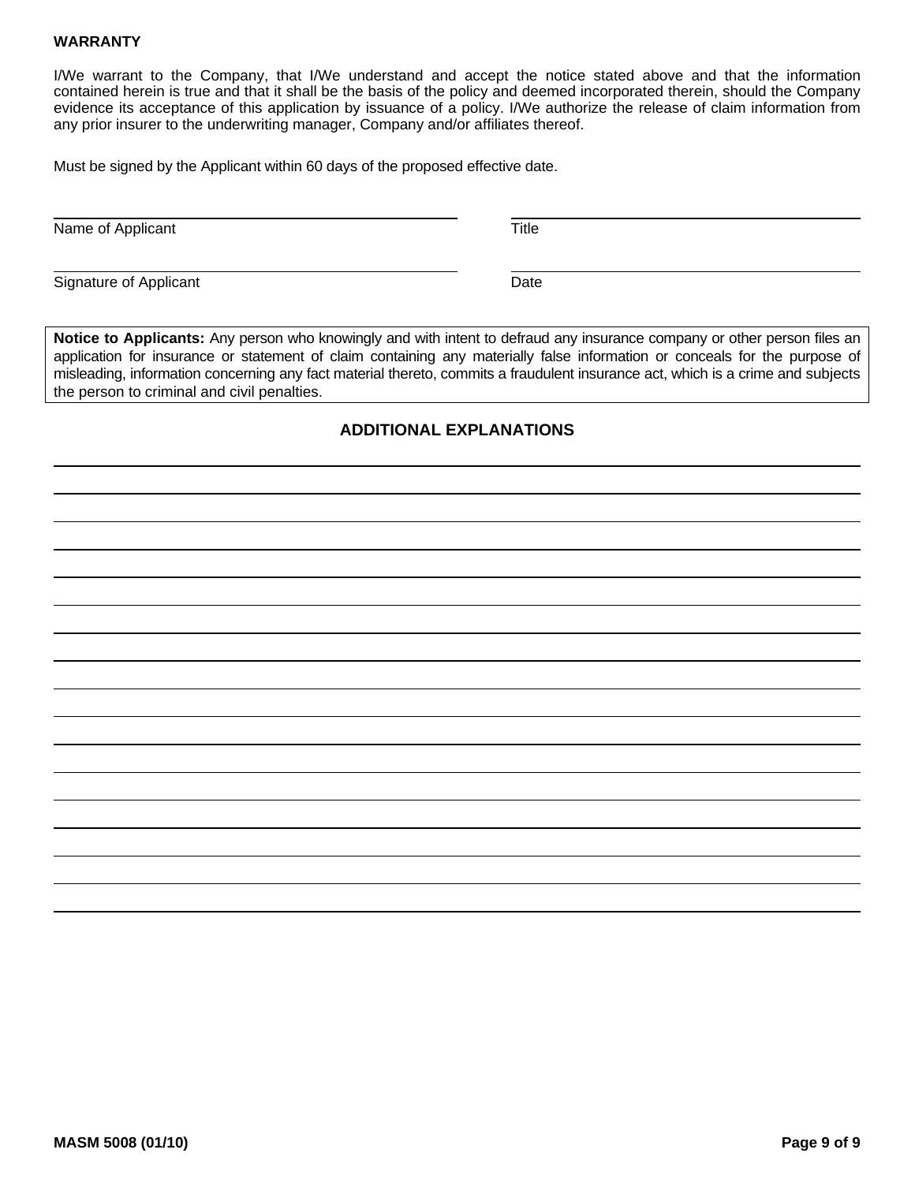**WARRANTY**

I/We warrant to the Company, that I/We understand and accept the notice stated above and that the information contained herein is true and that it shall be the basis of the policy and deemed incorporated therein, should the Company evidence its acceptance of this application by issuance of a policy. I/We authorize the release of claim information from any prior insurer to the underwriting manager, Company and/or affiliates thereof.

Must be signed by the Applicant within 60 days of the proposed effective date.

| | |
|---|---|
| Name of Applicant | Title |
| Signature of Applicant | Date |

**Notice to Applicants:** Any person who knowingly and with intent to defraud any insurance company or other person files an application for insurance or statement of claim containing any materially false information or conceals for the purpose of misleading, information concerning any fact material thereto, commits a fraudulent insurance act, which is a crime and subjects the person to criminal and civil penalties.

## ADDITIONAL EXPLANATIONS

MASM 5008 (01/10)